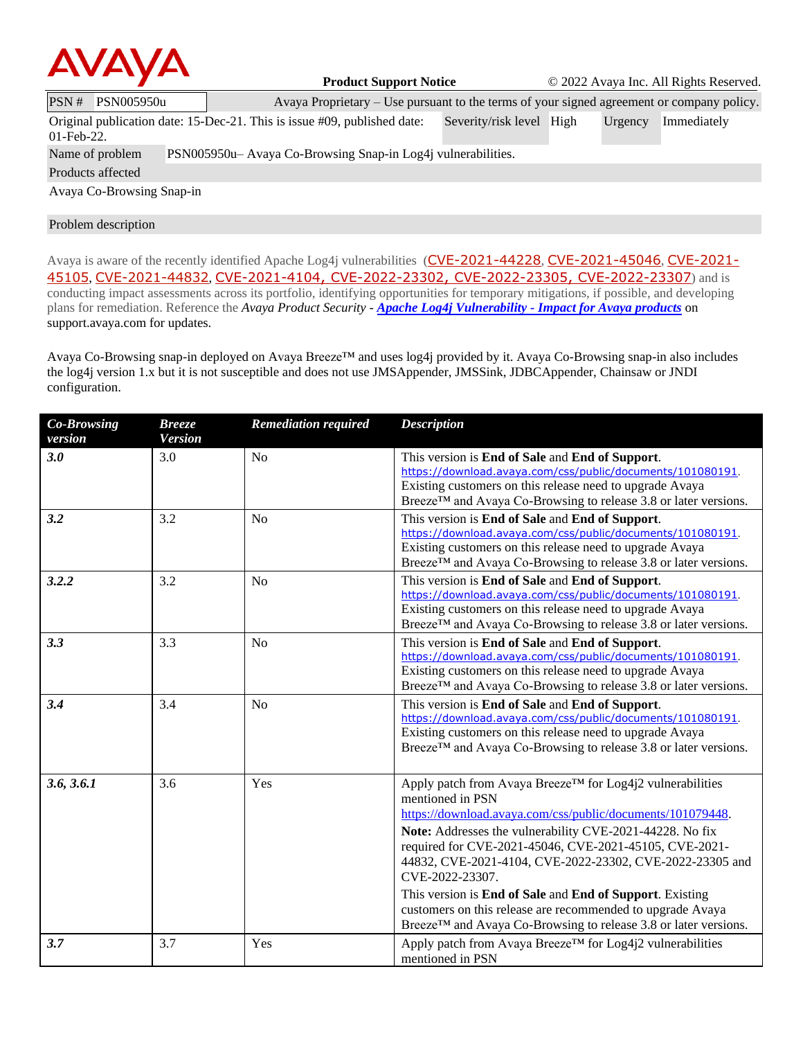**Product Support Notice** © 2022 Avaya Inc. All Rights Reserved.

| PSN # | PSN005950u | Avaya Proprietary – Use pursuant to the terms of your signed agreement or company policy. | | | |
|---|---|---|---|---|---|
| Original publication date: 15-Dec-21. This is issue #09, published date: 01-Feb-22. | | Severity/risk level | High | Urgency | Immediately |
| Name of problem | PSN005950u– Avaya Co-Browsing Snap-in Log4j vulnerabilities. | | | | |

**Products affected**

Avaya Co-Browsing Snap-in

**Problem description**

Avaya is aware of the recently identified Apache Log4j vulnerabilities (CVE-2021-44228, CVE-2021-45046, CVE-2021-45105, CVE-2021-44832, CVE-2021-4104, CVE-2022-23302, CVE-2022-23305, CVE-2022-23307) and is conducting impact assessments across its portfolio, identifying opportunities for temporary mitigations, if possible, and developing plans for remediation. Reference the *Avaya Product Security - **Apache Log4j Vulnerability - Impact for Avaya products*** on support.avaya.com for updates.

Avaya Co-Browsing snap-in deployed on Avaya Breeze™ and uses log4j provided by it. Avaya Co-Browsing snap-in also includes the log4j version 1.x but it is not susceptible and does not use JMSAppender, JMSSink, JDBCAppender, Chainsaw or JNDI configuration.

| *Co-Browsing version* | *Breeze Version* | *Remediation required* | *Description* |
|---|---|---|---|
| ***3.0*** | 3.0 | No | This version is **End of Sale** and **End of Support**. https://download.avaya.com/css/public/documents/101080191. Existing customers on this release need to upgrade Avaya Breeze™ and Avaya Co-Browsing to release 3.8 or later versions. |
| ***3.2*** | 3.2 | No | This version is **End of Sale** and **End of Support**. https://download.avaya.com/css/public/documents/101080191. Existing customers on this release need to upgrade Avaya Breeze™ and Avaya Co-Browsing to release 3.8 or later versions. |
| ***3.2.2*** | 3.2 | No | This version is **End of Sale** and **End of Support**. https://download.avaya.com/css/public/documents/101080191. Existing customers on this release need to upgrade Avaya Breeze™ and Avaya Co-Browsing to release 3.8 or later versions. |
| ***3.3*** | 3.3 | No | This version is **End of Sale** and **End of Support**. https://download.avaya.com/css/public/documents/101080191. Existing customers on this release need to upgrade Avaya Breeze™ and Avaya Co-Browsing to release 3.8 or later versions. |
| ***3.4*** | 3.4 | No | This version is **End of Sale** and **End of Support**. https://download.avaya.com/css/public/documents/101080191. Existing customers on this release need to upgrade Avaya Breeze™ and Avaya Co-Browsing to release 3.8 or later versions. |
| ***3.6, 3.6.1*** | 3.6 | Yes | Apply patch from Avaya Breeze™ for Log4j2 vulnerabilities mentioned in PSN https://download.avaya.com/css/public/documents/101079448. **Note:** Addresses the vulnerability CVE-2021-44228. No fix required for CVE-2021-45046, CVE-2021-45105, CVE-2021-44832, CVE-2021-4104, CVE-2022-23302, CVE-2022-23305 and CVE-2022-23307. This version is **End of Sale** and **End of Support**. Existing customers on this release are recommended to upgrade Avaya Breeze™ and Avaya Co-Browsing to release 3.8 or later versions. |
| ***3.7*** | 3.7 | Yes | Apply patch from Avaya Breeze™ for Log4j2 vulnerabilities mentioned in PSN |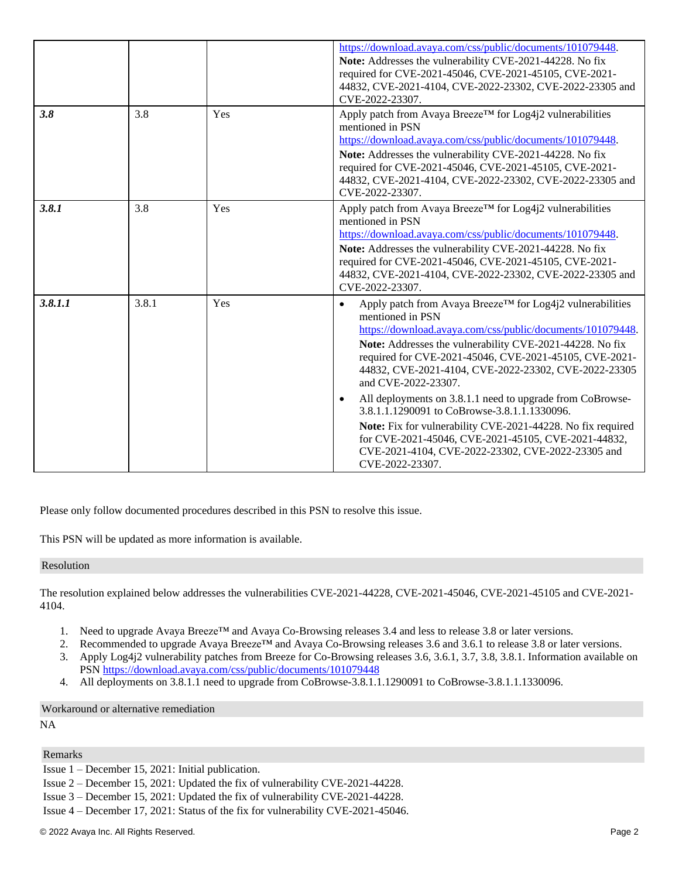| | | | |
|---|---|---|---|
| | | | https://download.avaya.com/css/public/documents/101079448. **Note:** Addresses the vulnerability CVE-2021-44228. No fix required for CVE-2021-45046, CVE-2021-45105, CVE-2021-44832, CVE-2021-4104, CVE-2022-23302, CVE-2022-23305 and CVE-2022-23307. |
| ***3.8*** | 3.8 | Yes | Apply patch from Avaya Breeze™ for Log4j2 vulnerabilities mentioned in PSN https://download.avaya.com/css/public/documents/101079448. **Note:** Addresses the vulnerability CVE-2021-44228. No fix required for CVE-2021-45046, CVE-2021-45105, CVE-2021-44832, CVE-2021-4104, CVE-2022-23302, CVE-2022-23305 and CVE-2022-23307. |
| ***3.8.1*** | 3.8 | Yes | Apply patch from Avaya Breeze™ for Log4j2 vulnerabilities mentioned in PSN https://download.avaya.com/css/public/documents/101079448. **Note:** Addresses the vulnerability CVE-2021-44228. No fix required for CVE-2021-45046, CVE-2021-45105, CVE-2021-44832, CVE-2021-4104, CVE-2022-23302, CVE-2022-23305 and CVE-2022-23307. |
| ***3.8.1.1*** | 3.8.1 | Yes | • Apply patch from Avaya Breeze™ for Log4j2 vulnerabilities mentioned in PSN https://download.avaya.com/css/public/documents/101079448. **Note:** Addresses the vulnerability CVE-2021-44228. No fix required for CVE-2021-45046, CVE-2021-45105, CVE-2021-44832, CVE-2021-4104, CVE-2022-23302, CVE-2022-23305 and CVE-2022-23307. • All deployments on 3.8.1.1 need to upgrade from CoBrowse-3.8.1.1.1290091 to CoBrowse-3.8.1.1.1330096. **Note:** Fix for vulnerability CVE-2021-44228. No fix required for CVE-2021-45046, CVE-2021-45105, CVE-2021-44832, CVE-2021-4104, CVE-2022-23302, CVE-2022-23305 and CVE-2022-23307. |

Please only follow documented procedures described in this PSN to resolve this issue.

This PSN will be updated as more information is available.

## Resolution

The resolution explained below addresses the vulnerabilities CVE-2021-44228, CVE-2021-45046, CVE-2021-45105 and CVE-2021-4104.

1. Need to upgrade Avaya Breeze™ and Avaya Co-Browsing releases 3.4 and less to release 3.8 or later versions.
2. Recommended to upgrade Avaya Breeze™ and Avaya Co-Browsing releases 3.6 and 3.6.1 to release 3.8 or later versions.
3. Apply Log4j2 vulnerability patches from Breeze for Co-Browsing releases 3.6, 3.6.1, 3.7, 3.8, 3.8.1. Information available on PSN https://download.avaya.com/css/public/documents/101079448
4. All deployments on 3.8.1.1 need to upgrade from CoBrowse-3.8.1.1.1290091 to CoBrowse-3.8.1.1.1330096.

## Workaround or alternative remediation

NA

## Remarks

Issue 1 – December 15, 2021: Initial publication.
Issue 2 – December 15, 2021: Updated the fix of vulnerability CVE-2021-44228.
Issue 3 – December 15, 2021: Updated the fix of vulnerability CVE-2021-44228.
Issue 4 – December 17, 2021: Status of the fix for vulnerability CVE-2021-45046.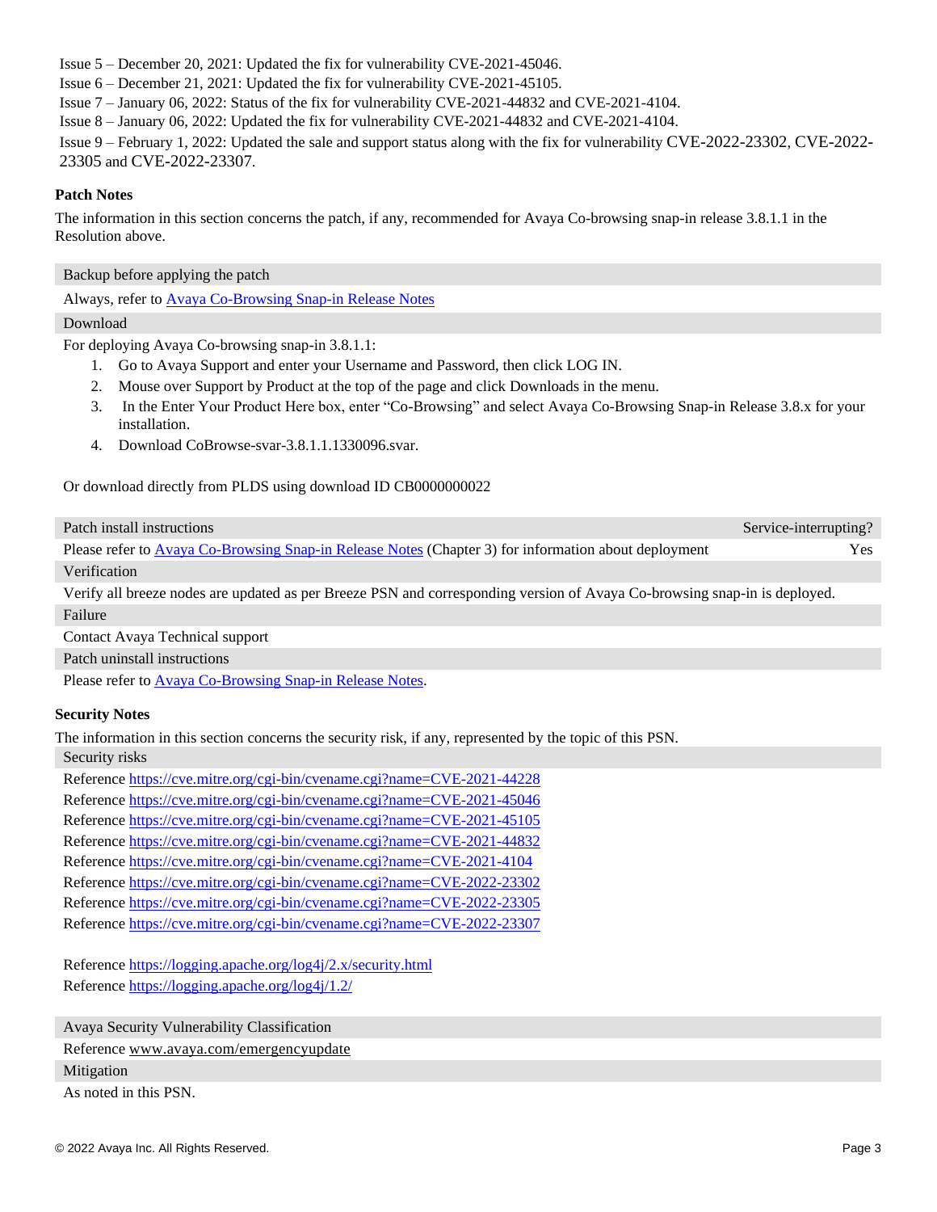Issue 5 – December 20, 2021: Updated the fix for vulnerability CVE-2021-45046.

Issue 6 – December 21, 2021: Updated the fix for vulnerability CVE-2021-45105.

Issue 7 – January 06, 2022: Status of the fix for vulnerability CVE-2021-44832 and CVE-2021-4104.

Issue 8 – January 06, 2022: Updated the fix for vulnerability CVE-2021-44832 and CVE-2021-4104.

Issue 9 – February 1, 2022: Updated the sale and support status along with the fix for vulnerability CVE-2022-23302, CVE-2022-23305 and CVE-2022-23307.

**Patch Notes**

The information in this section concerns the patch, if any, recommended for Avaya Co-browsing snap-in release 3.8.1.1 in the Resolution above.

| Backup before applying the patch | |
|---|---|
| Always, refer to [Avaya Co-Browsing Snap-in Release Notes] | |
| **Download** | |
| For deploying Avaya Co-browsing snap-in 3.8.1.1:<br>1. Go to Avaya Support and enter your Username and Password, then click LOG IN.<br>2. Mouse over Support by Product at the top of the page and click Downloads in the menu.<br>3. In the Enter Your Product Here box, enter "Co-Browsing" and select Avaya Co-Browsing Snap-in Release 3.8.x for your installation.<br>4. Download CoBrowse-svar-3.8.1.1.1330096.svar.<br><br>Or download directly from PLDS using download ID CB0000000022 | |
| **Patch install instructions** | **Service-interrupting?** |
| Please refer to Avaya Co-Browsing Snap-in Release Notes (Chapter 3) for information about deployment | Yes |
| **Verification** | |
| Verify all breeze nodes are updated as per Breeze PSN and corresponding version of Avaya Co-browsing snap-in is deployed. | |
| **Failure** | |
| Contact Avaya Technical support | |
| **Patch uninstall instructions** | |
| Please refer to Avaya Co-Browsing Snap-in Release Notes. | |

**Security Notes**

The information in this section concerns the security risk, if any, represented by the topic of this PSN.

| Security risks |
|---|
| Reference https://cve.mitre.org/cgi-bin/cvename.cgi?name=CVE-2021-44228<br>Reference https://cve.mitre.org/cgi-bin/cvename.cgi?name=CVE-2021-45046<br>Reference https://cve.mitre.org/cgi-bin/cvename.cgi?name=CVE-2021-45105<br>Reference https://cve.mitre.org/cgi-bin/cvename.cgi?name=CVE-2021-44832<br>Reference https://cve.mitre.org/cgi-bin/cvename.cgi?name=CVE-2021-4104<br>Reference https://cve.mitre.org/cgi-bin/cvename.cgi?name=CVE-2022-23302<br>Reference https://cve.mitre.org/cgi-bin/cvename.cgi?name=CVE-2022-23305<br>Reference https://cve.mitre.org/cgi-bin/cvename.cgi?name=CVE-2022-23307<br><br>Reference https://logging.apache.org/log4j/2.x/security.html<br>Reference https://logging.apache.org/log4j/1.2/ |
| **Avaya Security Vulnerability Classification** |
| Reference www.avaya.com/emergencyupdate |
| **Mitigation** |
| As noted in this PSN. |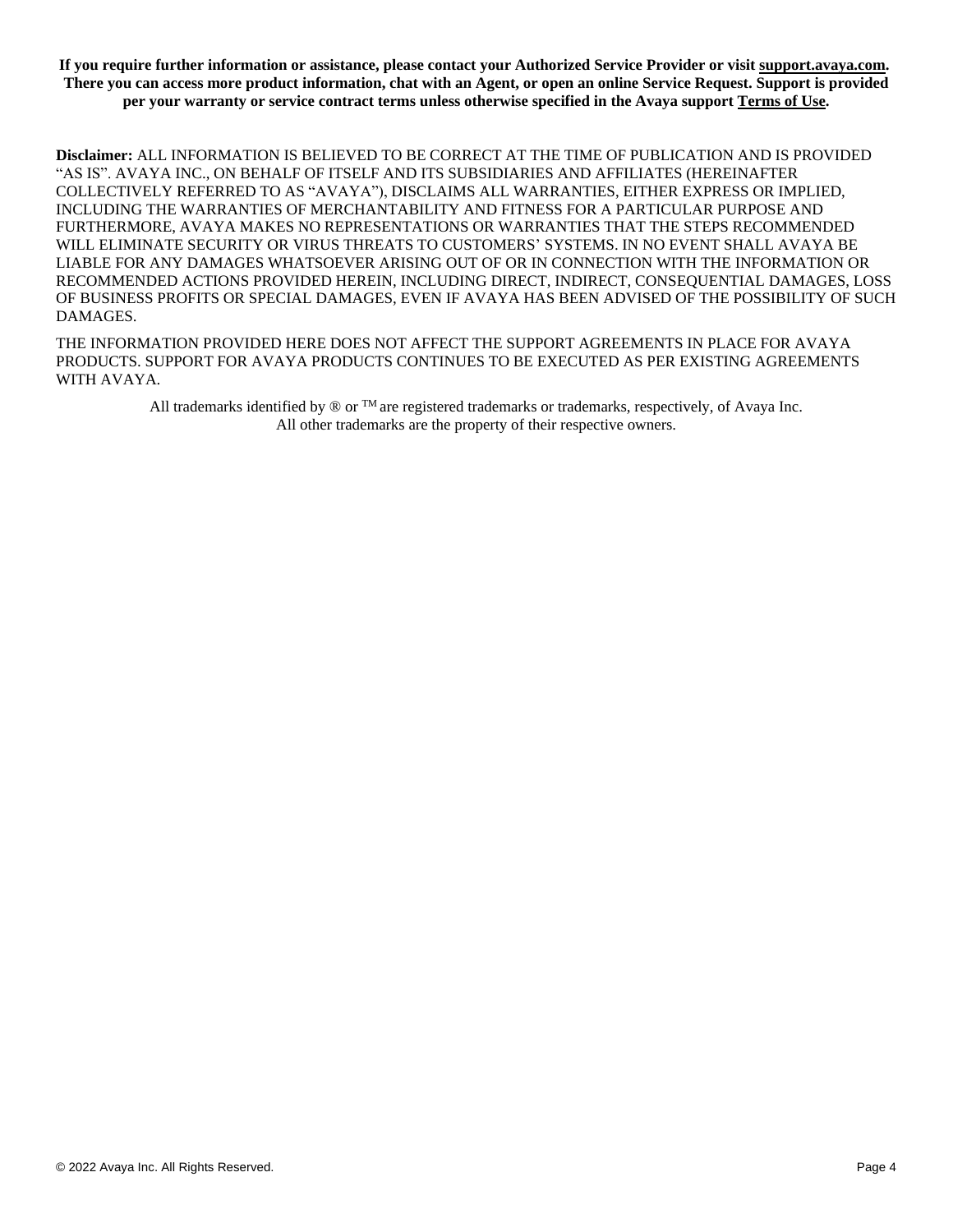**If you require further information or assistance, please contact your Authorized Service Provider or visit support.avaya.com. There you can access more product information, chat with an Agent, or open an online Service Request. Support is provided per your warranty or service contract terms unless otherwise specified in the Avaya support Terms of Use.**

**Disclaimer:** ALL INFORMATION IS BELIEVED TO BE CORRECT AT THE TIME OF PUBLICATION AND IS PROVIDED "AS IS". AVAYA INC., ON BEHALF OF ITSELF AND ITS SUBSIDIARIES AND AFFILIATES (HEREINAFTER COLLECTIVELY REFERRED TO AS "AVAYA"), DISCLAIMS ALL WARRANTIES, EITHER EXPRESS OR IMPLIED, INCLUDING THE WARRANTIES OF MERCHANTABILITY AND FITNESS FOR A PARTICULAR PURPOSE AND FURTHERMORE, AVAYA MAKES NO REPRESENTATIONS OR WARRANTIES THAT THE STEPS RECOMMENDED WILL ELIMINATE SECURITY OR VIRUS THREATS TO CUSTOMERS' SYSTEMS. IN NO EVENT SHALL AVAYA BE LIABLE FOR ANY DAMAGES WHATSOEVER ARISING OUT OF OR IN CONNECTION WITH THE INFORMATION OR RECOMMENDED ACTIONS PROVIDED HEREIN, INCLUDING DIRECT, INDIRECT, CONSEQUENTIAL DAMAGES, LOSS OF BUSINESS PROFITS OR SPECIAL DAMAGES, EVEN IF AVAYA HAS BEEN ADVISED OF THE POSSIBILITY OF SUCH DAMAGES.

THE INFORMATION PROVIDED HERE DOES NOT AFFECT THE SUPPORT AGREEMENTS IN PLACE FOR AVAYA PRODUCTS. SUPPORT FOR AVAYA PRODUCTS CONTINUES TO BE EXECUTED AS PER EXISTING AGREEMENTS WITH AVAYA.

All trademarks identified by ® or ™ are registered trademarks or trademarks, respectively, of Avaya Inc.
All other trademarks are the property of their respective owners.